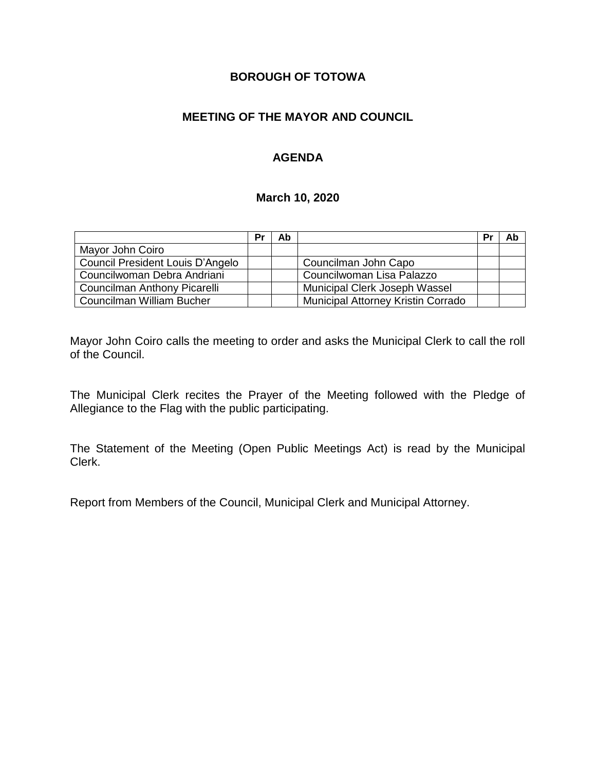**BOROUGH OF TOTOWA**

**MEETING OF THE MAYOR AND COUNCIL**

**AGENDA**

**March 10, 2020**

| | Pr | Ab | | Pr | Ab |
|---|---|---|---|---|---|
| Mayor John Coiro | | | | | |
| Council President Louis D'Angelo | | | Councilman John Capo | | |
| Councilwoman Debra Andriani | | | Councilwoman Lisa Palazzo | | |
| Councilman Anthony Picarelli | | | Municipal Clerk Joseph Wassel | | |
| Councilman William Bucher | | | Municipal Attorney Kristin Corrado | | |

Mayor John Coiro calls the meeting to order and asks the Municipal Clerk to call the roll of the Council.

The Municipal Clerk recites the Prayer of the Meeting followed with the Pledge of Allegiance to the Flag with the public participating.

The Statement of the Meeting (Open Public Meetings Act) is read by the Municipal Clerk.

Report from Members of the Council, Municipal Clerk and Municipal Attorney.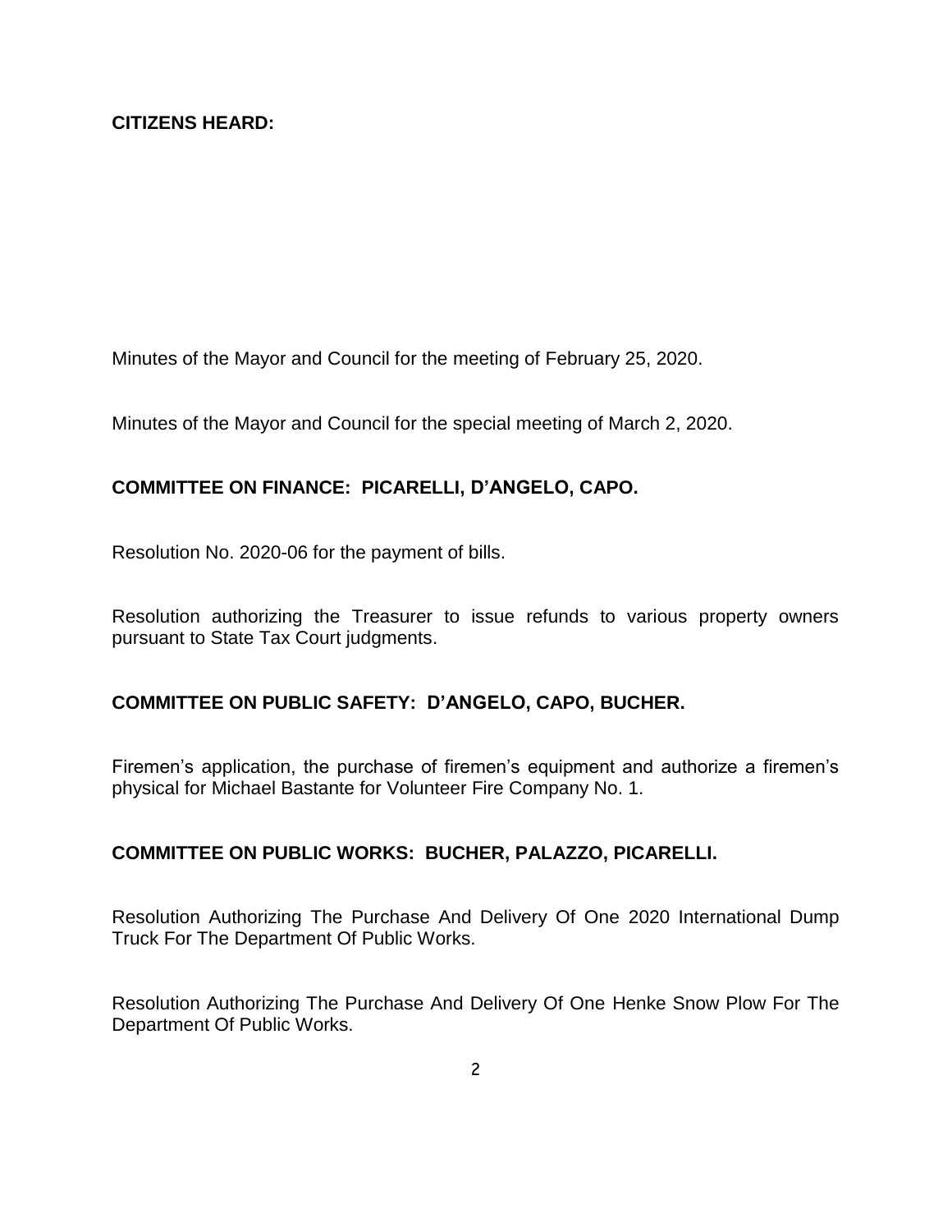**CITIZENS HEARD:**

Minutes of the Mayor and Council for the meeting of February 25, 2020.

Minutes of the Mayor and Council for the special meeting of March 2, 2020.

**COMMITTEE ON FINANCE: PICARELLI, D'ANGELO, CAPO.**

Resolution No. 2020-06 for the payment of bills.

Resolution authorizing the Treasurer to issue refunds to various property owners pursuant to State Tax Court judgments.

**COMMITTEE ON PUBLIC SAFETY: D'ANGELO, CAPO, BUCHER.**

Firemen's application, the purchase of firemen's equipment and authorize a firemen's physical for Michael Bastante for Volunteer Fire Company No. 1.

**COMMITTEE ON PUBLIC WORKS: BUCHER, PALAZZO, PICARELLI.**

Resolution Authorizing The Purchase And Delivery Of One 2020 International Dump Truck For The Department Of Public Works.

Resolution Authorizing The Purchase And Delivery Of One Henke Snow Plow For The Department Of Public Works.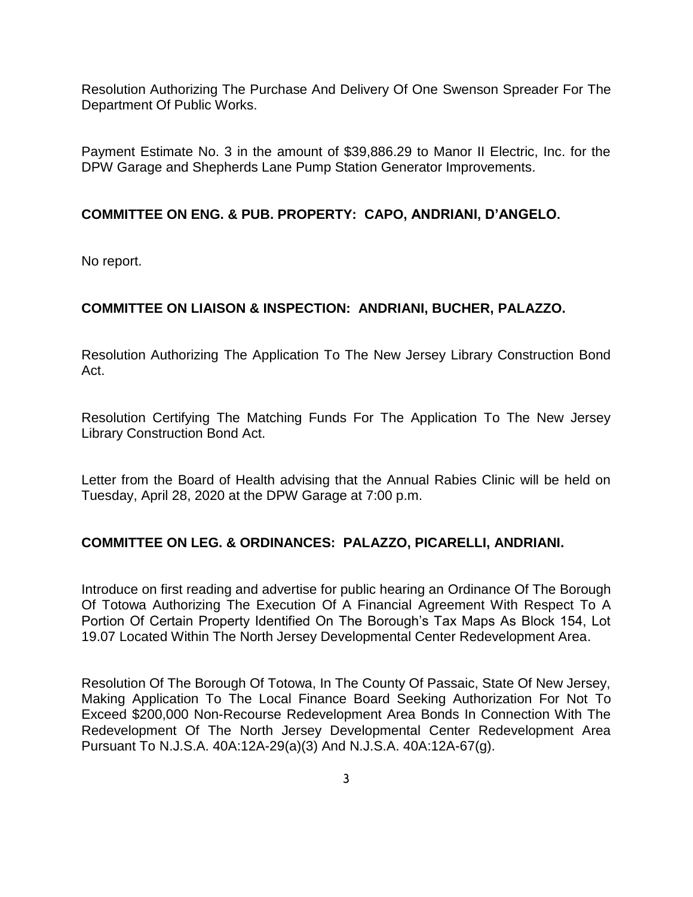Resolution Authorizing The Purchase And Delivery Of One Swenson Spreader For The Department Of Public Works.

Payment Estimate No. 3 in the amount of $39,886.29 to Manor II Electric, Inc. for the DPW Garage and Shepherds Lane Pump Station Generator Improvements.

**COMMITTEE ON ENG. & PUB. PROPERTY: CAPO, ANDRIANI, D'ANGELO.**

No report.

**COMMITTEE ON LIAISON & INSPECTION: ANDRIANI, BUCHER, PALAZZO.**

Resolution Authorizing The Application To The New Jersey Library Construction Bond Act.

Resolution Certifying The Matching Funds For The Application To The New Jersey Library Construction Bond Act.

Letter from the Board of Health advising that the Annual Rabies Clinic will be held on Tuesday, April 28, 2020 at the DPW Garage at 7:00 p.m.

**COMMITTEE ON LEG. & ORDINANCES: PALAZZO, PICARELLI, ANDRIANI.**

Introduce on first reading and advertise for public hearing an Ordinance Of The Borough Of Totowa Authorizing The Execution Of A Financial Agreement With Respect To A Portion Of Certain Property Identified On The Borough's Tax Maps As Block 154, Lot 19.07 Located Within The North Jersey Developmental Center Redevelopment Area.

Resolution Of The Borough Of Totowa, In The County Of Passaic, State Of New Jersey, Making Application To The Local Finance Board Seeking Authorization For Not To Exceed $200,000 Non-Recourse Redevelopment Area Bonds In Connection With The Redevelopment Of The North Jersey Developmental Center Redevelopment Area Pursuant To N.J.S.A. 40A:12A-29(a)(3) And N.J.S.A. 40A:12A-67(g).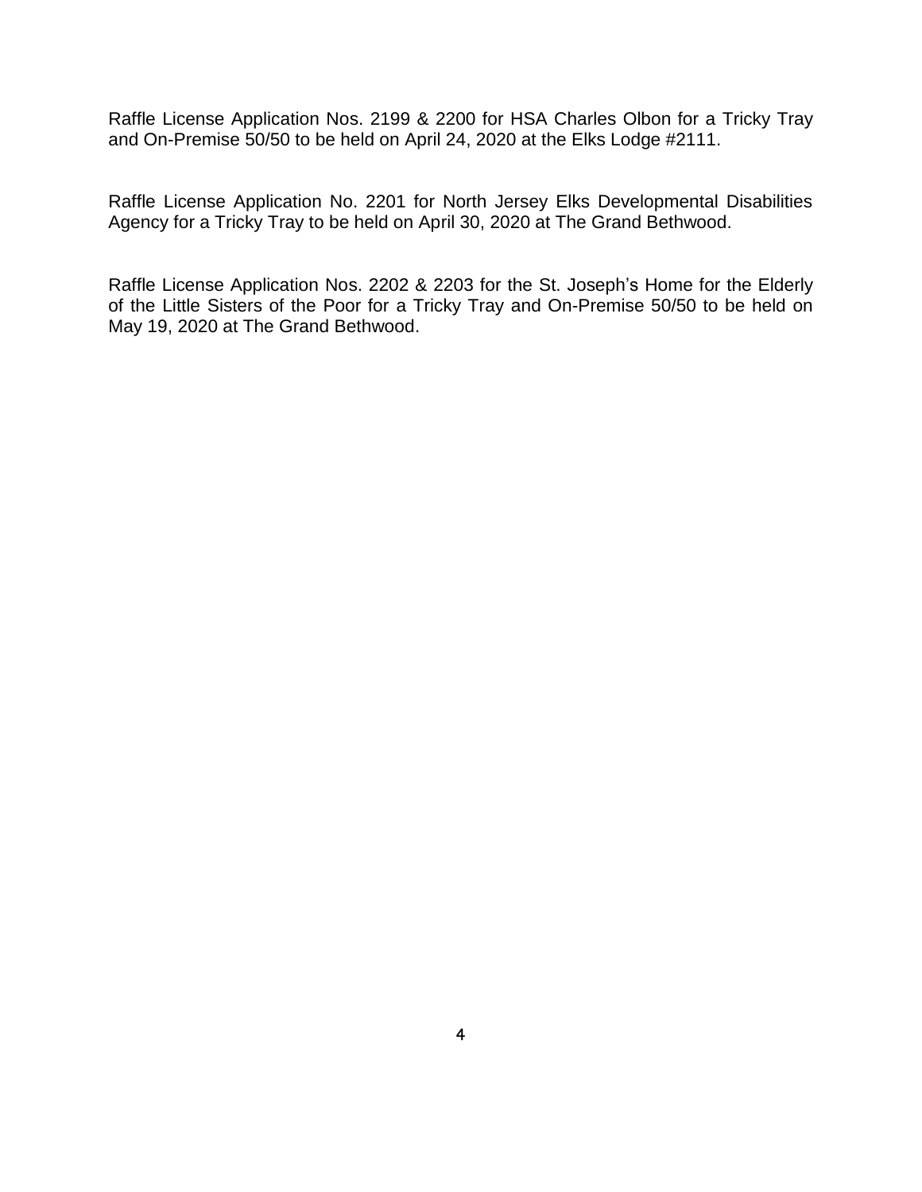Raffle License Application Nos. 2199 & 2200 for HSA Charles Olbon for a Tricky Tray and On-Premise 50/50 to be held on April 24, 2020 at the Elks Lodge #2111.

Raffle License Application No. 2201 for North Jersey Elks Developmental Disabilities Agency for a Tricky Tray to be held on April 30, 2020 at The Grand Bethwood.

Raffle License Application Nos. 2202 & 2203 for the St. Joseph's Home for the Elderly of the Little Sisters of the Poor for a Tricky Tray and On-Premise 50/50 to be held on May 19, 2020 at The Grand Bethwood.